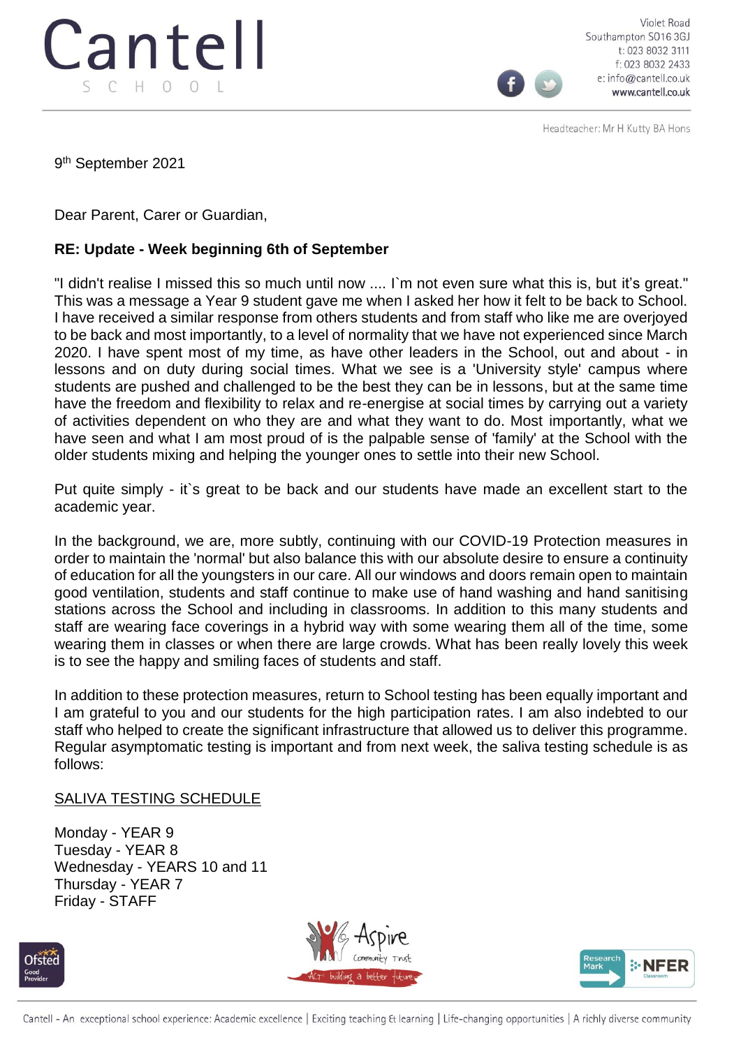Cantell
SCHOOL

Violet Road
Southampton SO16 3GJ
t: 023 8032 3111
f: 023 8032 2433
e: info@cantell.co.uk
www.cantell.co.uk

Headteacher: Mr H Kutty BA Hons

9th September 2021

Dear Parent, Carer or Guardian,

**RE: Update - Week beginning 6th of September**

"I didn't realise I missed this so much until now .... I`m not even sure what this is, but it's great." This was a message a Year 9 student gave me when I asked her how it felt to be back to School. I have received a similar response from others students and from staff who like me are overjoyed to be back and most importantly, to a level of normality that we have not experienced since March 2020. I have spent most of my time, as have other leaders in the School, out and about - in lessons and on duty during social times. What we see is a 'University style' campus where students are pushed and challenged to be the best they can be in lessons, but at the same time have the freedom and flexibility to relax and re-energise at social times by carrying out a variety of activities dependent on who they are and what they want to do. Most importantly, what we have seen and what I am most proud of is the palpable sense of 'family' at the School with the older students mixing and helping the younger ones to settle into their new School.

Put quite simply - it`s great to be back and our students have made an excellent start to the academic year.

In the background, we are, more subtly, continuing with our COVID-19 Protection measures in order to maintain the 'normal' but also balance this with our absolute desire to ensure a continuity of education for all the youngsters in our care. All our windows and doors remain open to maintain good ventilation, students and staff continue to make use of hand washing and hand sanitising stations across the School and including in classrooms. In addition to this many students and staff are wearing face coverings in a hybrid way with some wearing them all of the time, some wearing them in classes or when there are large crowds. What has been really lovely this week is to see the happy and smiling faces of students and staff.

In addition to these protection measures, return to School testing has been equally important and I am grateful to you and our students for the high participation rates. I am also indebted to our staff who helped to create the significant infrastructure that allowed us to deliver this programme. Regular asymptomatic testing is important and from next week, the saliva testing schedule is as follows:

<u>SALIVA TESTING SCHEDULE</u>

Monday - YEAR 9
Tuesday - YEAR 8
Wednesday - YEARS 10 and 11
Thursday - YEAR 7
Friday - STAFF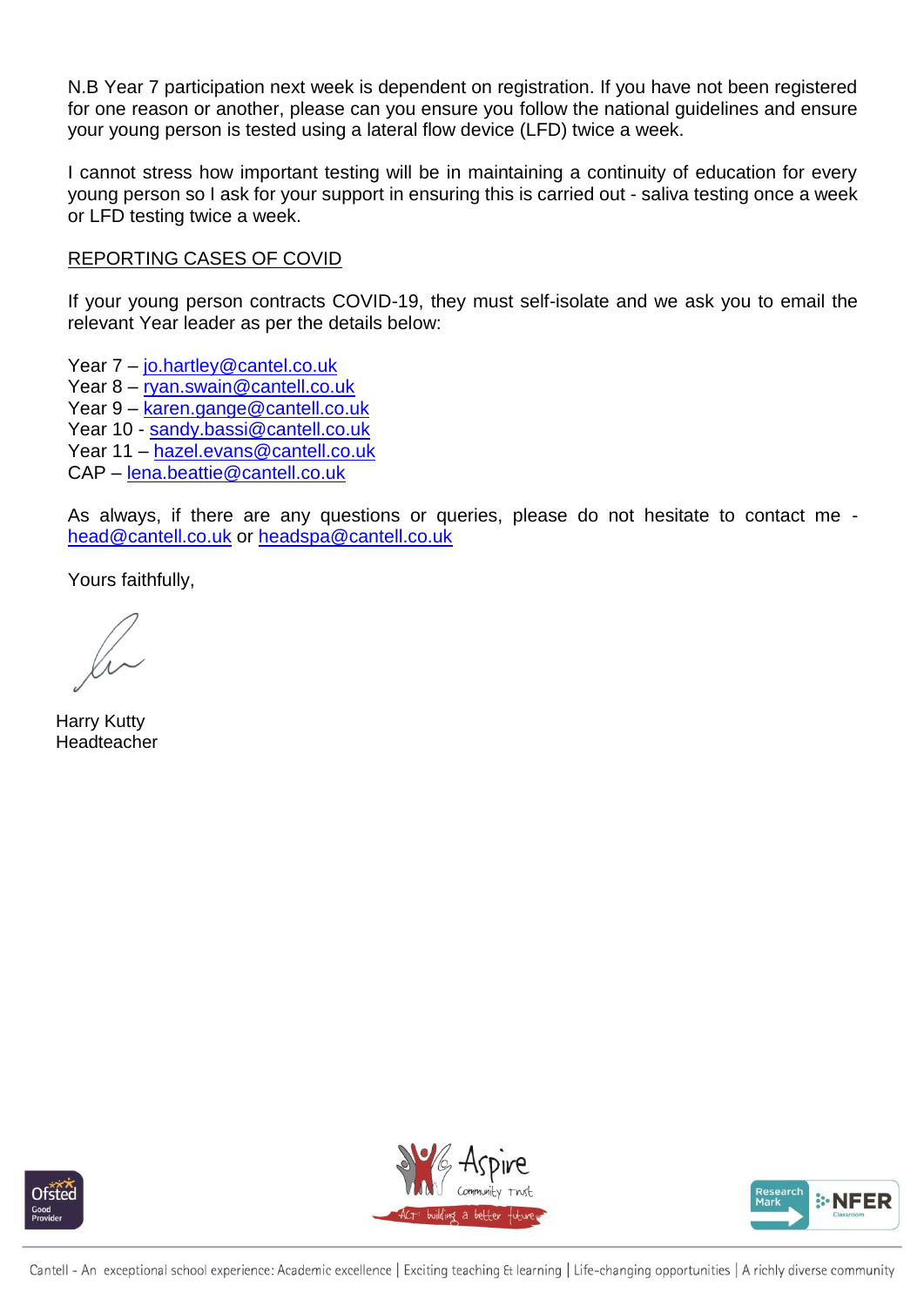N.B Year 7 participation next week is dependent on registration. If you have not been registered for one reason or another, please can you ensure you follow the national guidelines and ensure your young person is tested using a lateral flow device (LFD) twice a week.

I cannot stress how important testing will be in maintaining a continuity of education for every young person so I ask for your support in ensuring this is carried out - saliva testing once a week or LFD testing twice a week.

<u>REPORTING CASES OF COVID</u>

If your young person contracts COVID-19, they must self-isolate and we ask you to email the relevant Year leader as per the details below:

Year 7 – jo.hartley@cantel.co.uk
Year 8 – ryan.swain@cantell.co.uk
Year 9 – karen.gange@cantell.co.uk
Year 10 - sandy.bassi@cantell.co.uk
Year 11 – hazel.evans@cantell.co.uk
CAP – lena.beattie@cantell.co.uk

As always, if there are any questions or queries, please do not hesitate to contact me - head@cantell.co.uk or headspa@cantell.co.uk

Yours faithfully,

Harry Kutty
Headteacher

Cantell - An exceptional school experience: Academic excellence | Exciting teaching & learning | Life-changing opportunities | A richly diverse community